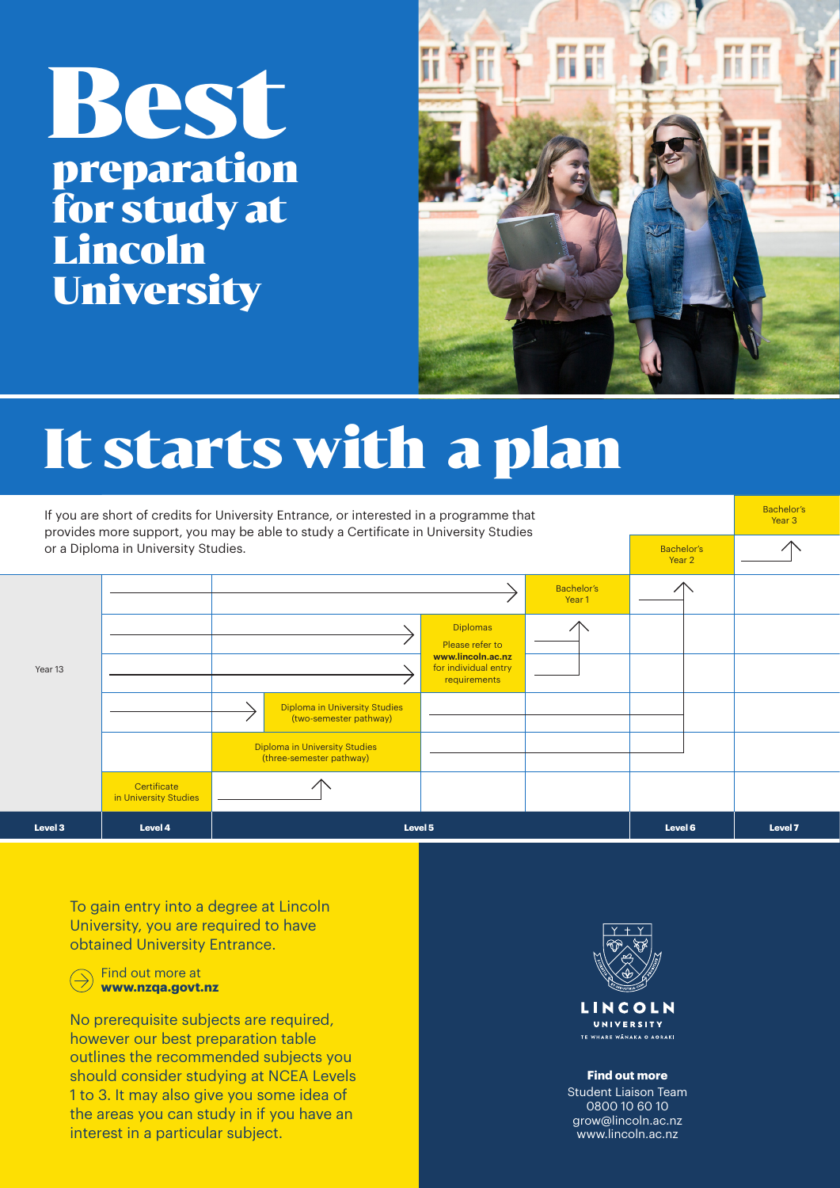# Best preparation for study at Lincoln University

# It starts with a plan

If you are short of credits for University Entrance, or interested in a programme that provides more support, you may be able to study a Certificate in University Studies or a Diploma in University Studies.

| | Level 3 | Level 4 | Level 5 | Level 6 | Level 7 |
|---|---|---|---|---|---|
| Year 13 → | | | Bachelor's Year 1 | Bachelor's Year 2 | Bachelor's Year 3 |
| Year 13 → | | | Diplomas (Please refer to **www.lincoln.ac.nz** for individual entry requirements) | | |
| Year 13 → | | Diploma in University Studies (two-semester pathway) | | | |
| | | Diploma in University Studies (three-semester pathway) | | | |
| | Certificate in University Studies | | | | |

To gain entry into a degree at Lincoln University, you are required to have obtained University Entrance.

Find out more at **www.nzqa.govt.nz**

No prerequisite subjects are required, however our best preparation table outlines the recommended subjects you should consider studying at NCEA Levels 1 to 3. It may also give you some idea of the areas you can study in if you have an interest in a particular subject.

LINCOLN UNIVERSITY
TE WHARE WĀNAKA O AORAKI

**Find out more**
Student Liaison Team
0800 10 60 10
grow@lincoln.ac.nz
www.lincoln.ac.nz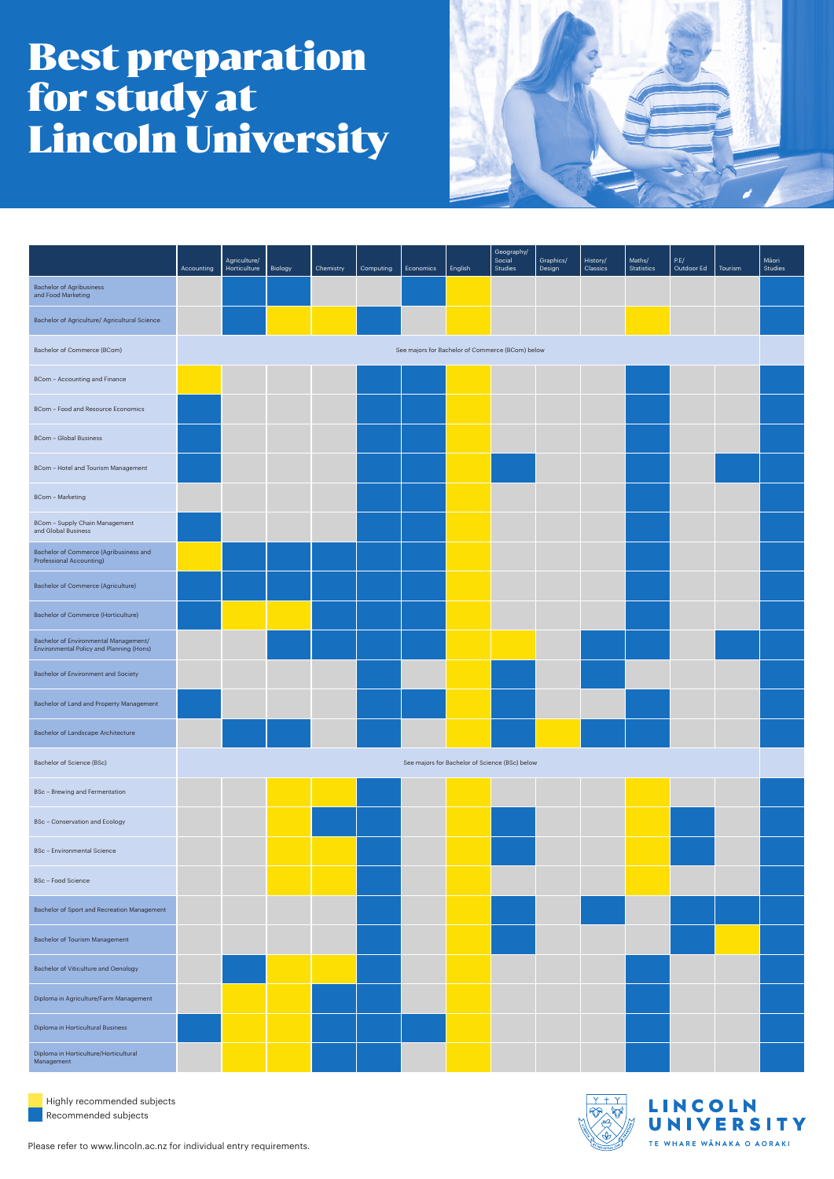# Best preparation for study at Lincoln University

| | Accounting | Agriculture/ Horticulture | Biology | Chemistry | Computing | Economics | English | Geography/ Social Studies | Graphics/ Design | History/ Classics | Maths/ Statistics | P.E/ Outdoor Ed | Tourism | Māori Studies |
|---|---|---|---|---|---|---|---|---|---|---|---|---|---|---|
| Bachelor of Agribusiness and Food Marketing | | ○ | ○ | | | ○ | ● | | | | | | | ○ |
| Bachelor of Agriculture/ Agricultural Science | | ○ | ● | ● | ○ | | ● | | | | ● | | | ○ |
| Bachelor of Commerce (BCom) | See majors for Bachelor of Commerce (BCom) below | | | | | | | | | | | | | |
| BCom – Accounting and Finance | ● | | | | ○ | ○ | ● | | | | ○ | | | ○ |
| BCom – Food and Resource Economics | ○ | | | | ○ | ○ | ● | | | | ○ | | | ○ |
| BCom – Global Business | ○ | | | | ○ | ○ | ● | | | | ○ | | | ○ |
| BCom – Hotel and Tourism Management | ○ | | | | ○ | ○ | ● | ○ | | | ○ | | ○ | ○ |
| BCom – Marketing | | | | | ○ | ○ | ● | | | | ○ | | | ○ |
| BCom – Supply Chain Management and Global Business | ○ | | | | ○ | ○ | ● | | | | ○ | | | ○ |
| Bachelor of Commerce (Agribusiness and Professional Accounting) | ● | ○ | ○ | ○ | ○ | ○ | ● | | | | ○ | | | ○ |
| Bachelor of Commerce (Agriculture) | ○ | ○ | ○ | ○ | ○ | ○ | ● | | | | ○ | | | ○ |
| Bachelor of Commerce (Horticulture) | ○ | ● | ● | ○ | ○ | ○ | ● | | | | ○ | | | ○ |
| Bachelor of Environmental Management/ Environmental Policy and Planning (Hons) | | | ○ | ○ | ○ | ○ | ● | ● | | ○ | ○ | | ○ | ○ |
| Bachelor of Environment and Society | | | | | ○ | | ● | ○ | | ○ | | | | ○ |
| Bachelor of Land and Property Management | ○ | | | | ○ | ○ | ● | ○ | | | ○ | | | ○ |
| Bachelor of Landscape Architecture | | ○ | ○ | | ○ | | ● | ○ | ● | ○ | ○ | | | ○ |
| Bachelor of Science (BSc) | See majors for Bachelor of Science (BSc) below | | | | | | | | | | | | | |
| BSc – Brewing and Fermentation | | | ● | ● | ○ | | ● | | | | ● | | | ○ |
| BSc – Conservation and Ecology | | | ● | ○ | ○ | | ● | ○ | | | ● | ○ | | ○ |
| BSc – Environmental Science | | | ● | ● | ○ | | ● | ○ | | | ● | ○ | | ○ |
| BSc – Food Science | | | ● | ● | ○ | | ● | | | | ● | | | ○ |
| Bachelor of Sport and Recreation Management | | | | | ○ | | ● | ○ | | ○ | | ○ | ○ | ○ |
| Bachelor of Tourism Management | | | | | ○ | | ● | ○ | | | | ○ | ● | ○ |
| Bachelor of Viticulture and Oenology | | ○ | ● | ● | ○ | | ● | | | | ○ | | | ○ |
| Diploma in Agriculture/Farm Management | | ● | ● | ○ | ○ | | ● | | | | ○ | | | ○ |
| Diploma in Horticultural Business | ○ | ● | ● | ○ | ○ | ○ | ● | | | | ○ | | | ○ |
| Diploma in Horticulture/Horticultural Management | | ● | ● | ○ | ○ | | ● | | | | ○ | | | ○ |

● Highly recommended subjects

○ Recommended subjects

Please refer to www.lincoln.ac.nz for individual entry requirements.

LINCOLN UNIVERSITY
TE WHARE WĀNAKA O AORAKI